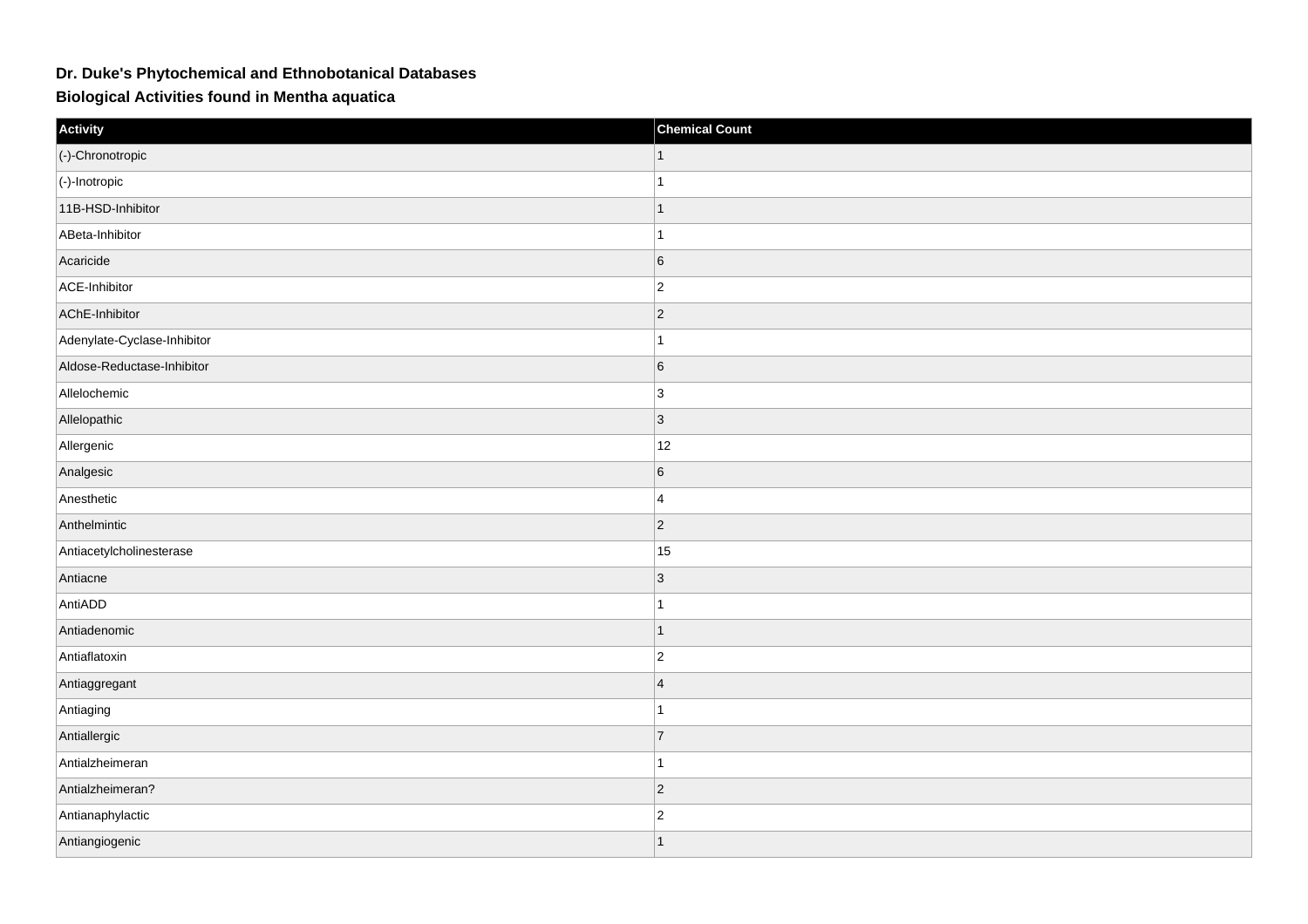**Dr. Duke's Phytochemical and Ethnobotanical Databases**

**Biological Activities found in Mentha aquatica**

| Activity | Chemical Count |
| --- | --- |
| (-)-Chronotropic | 1 |
| (-)-Inotropic | 1 |
| 11B-HSD-Inhibitor | 1 |
| ABeta-Inhibitor | 1 |
| Acaricide | 6 |
| ACE-Inhibitor | 2 |
| AChE-Inhibitor | 2 |
| Adenylate-Cyclase-Inhibitor | 1 |
| Aldose-Reductase-Inhibitor | 6 |
| Allelochemic | 3 |
| Allelopathic | 3 |
| Allergenic | 12 |
| Analgesic | 6 |
| Anesthetic | 4 |
| Anthelmintic | 2 |
| Antiacetylcholinesterase | 15 |
| Antiacne | 3 |
| AntiADD | 1 |
| Antiadenomic | 1 |
| Antiaflatoxin | 2 |
| Antiaggregant | 4 |
| Antiaging | 1 |
| Antiallergic | 7 |
| Antialzheimeran | 1 |
| Antialzheimeran? | 2 |
| Antianaphylactic | 2 |
| Antiangiogenic | 1 |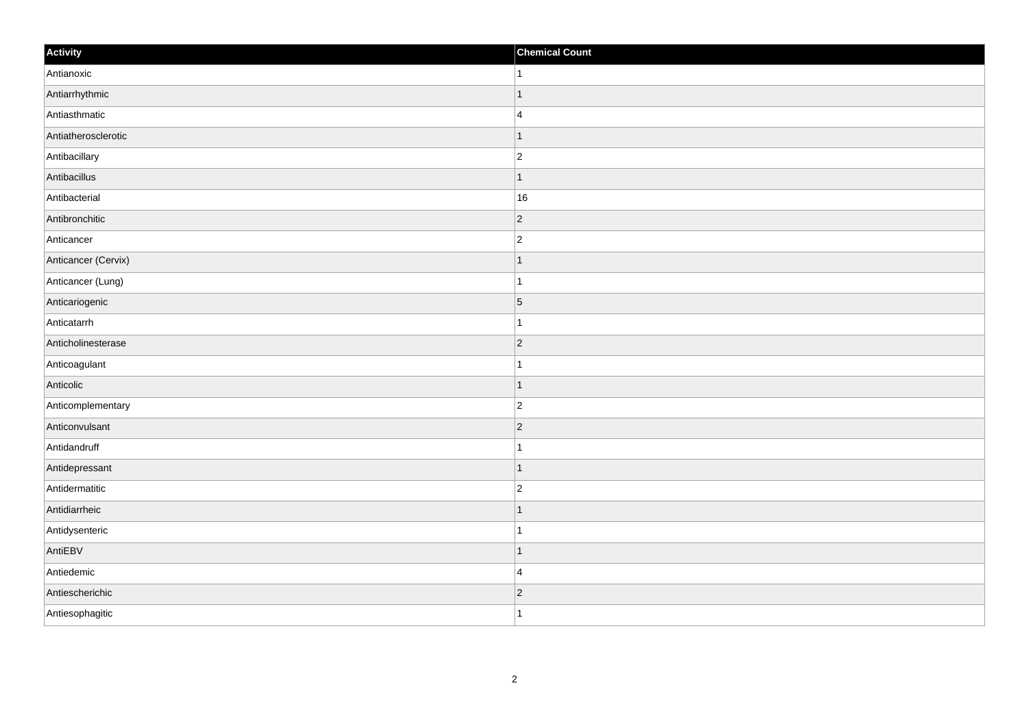| Activity | Chemical Count |
| --- | --- |
| Antianoxic | 1 |
| Antiarrhythmic | 1 |
| Antiasthmatic | 4 |
| Antiatherosclerotic | 1 |
| Antibacillary | 2 |
| Antibacillus | 1 |
| Antibacterial | 16 |
| Antibronchitic | 2 |
| Anticancer | 2 |
| Anticancer (Cervix) | 1 |
| Anticancer (Lung) | 1 |
| Anticariogenic | 5 |
| Anticatarrh | 1 |
| Anticholinesterase | 2 |
| Anticoagulant | 1 |
| Anticolic | 1 |
| Anticomplementary | 2 |
| Anticonvulsant | 2 |
| Antidandruff | 1 |
| Antidepressant | 1 |
| Antidermatitic | 2 |
| Antidiarrheic | 1 |
| Antidysenteric | 1 |
| AntiEBV | 1 |
| Antiedemic | 4 |
| Antiescherichic | 2 |
| Antiesophagitic | 1 |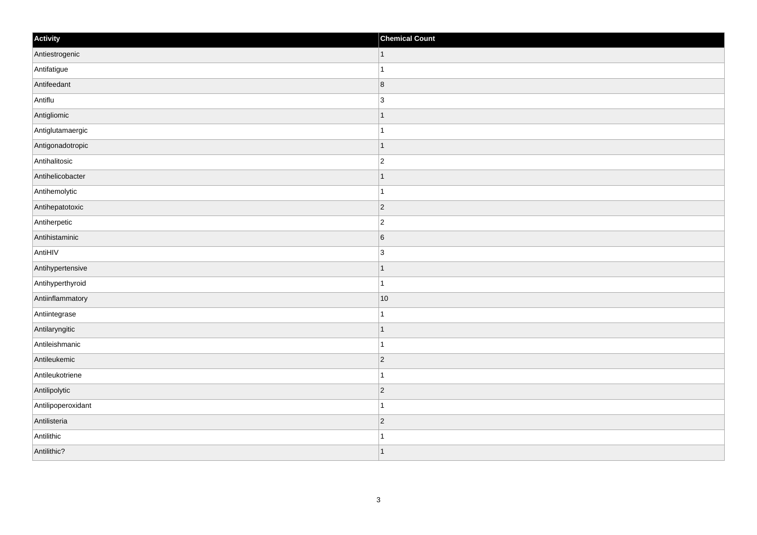| Activity | Chemical Count |
| --- | --- |
| Antiestrogenic | 1 |
| Antifatigue | 1 |
| Antifeedant | 8 |
| Antiflu | 3 |
| Antigliomic | 1 |
| Antiglutamaergic | 1 |
| Antigonadotropic | 1 |
| Antihalitosic | 2 |
| Antihelicobacter | 1 |
| Antihemolytic | 1 |
| Antihepatotoxic | 2 |
| Antiherpetic | 2 |
| Antihistaminic | 6 |
| AntiHIV | 3 |
| Antihypertensive | 1 |
| Antihyperthyroid | 1 |
| Antiinflammatory | 10 |
| Antiintegrase | 1 |
| Antilaryngitic | 1 |
| Antileishmanic | 1 |
| Antileukemic | 2 |
| Antileukotriene | 1 |
| Antilipolytic | 2 |
| Antilipoperoxidant | 1 |
| Antilisteria | 2 |
| Antilithic | 1 |
| Antilithic? | 1 |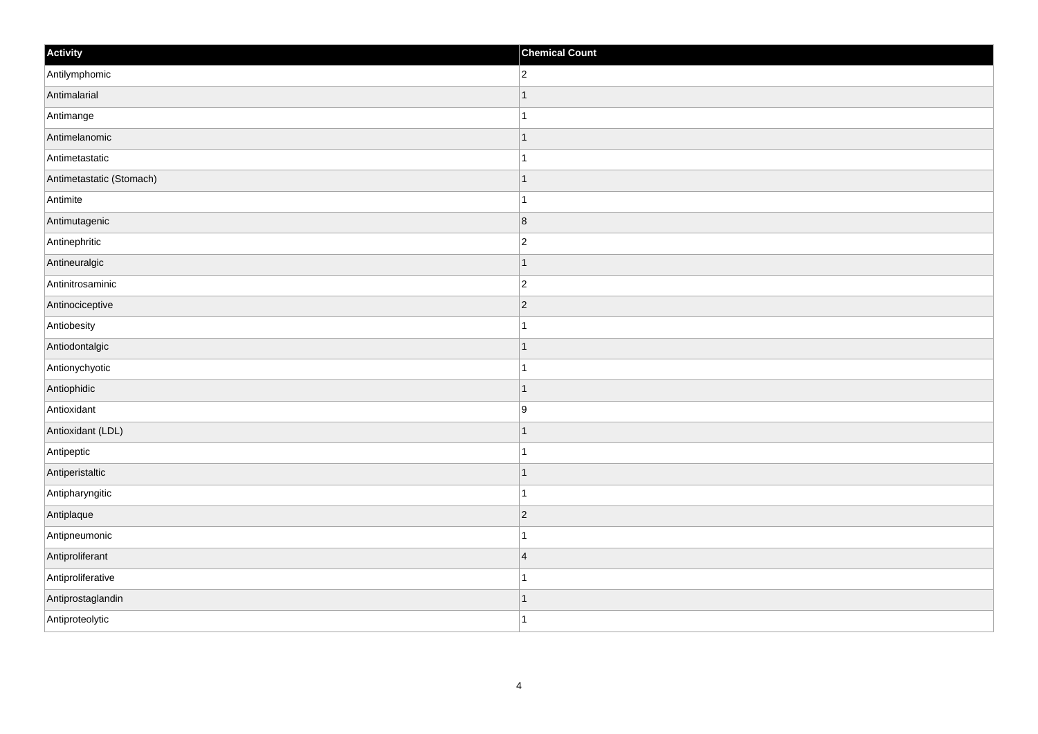| Activity | Chemical Count |
| --- | --- |
| Antilymphomic | 2 |
| Antimalarial | 1 |
| Antimange | 1 |
| Antimelanomic | 1 |
| Antimetastatic | 1 |
| Antimetastatic (Stomach) | 1 |
| Antimite | 1 |
| Antimutagenic | 8 |
| Antinephritic | 2 |
| Antineuralgic | 1 |
| Antinitrosaminic | 2 |
| Antinociceptive | 2 |
| Antiobesity | 1 |
| Antiodontalgic | 1 |
| Antionychyotic | 1 |
| Antiophidic | 1 |
| Antioxidant | 9 |
| Antioxidant (LDL) | 1 |
| Antipeptic | 1 |
| Antiperistaltic | 1 |
| Antipharyngitic | 1 |
| Antiplaque | 2 |
| Antipneumonic | 1 |
| Antiproliferant | 4 |
| Antiproliferative | 1 |
| Antiprostaglandin | 1 |
| Antiproteolytic | 1 |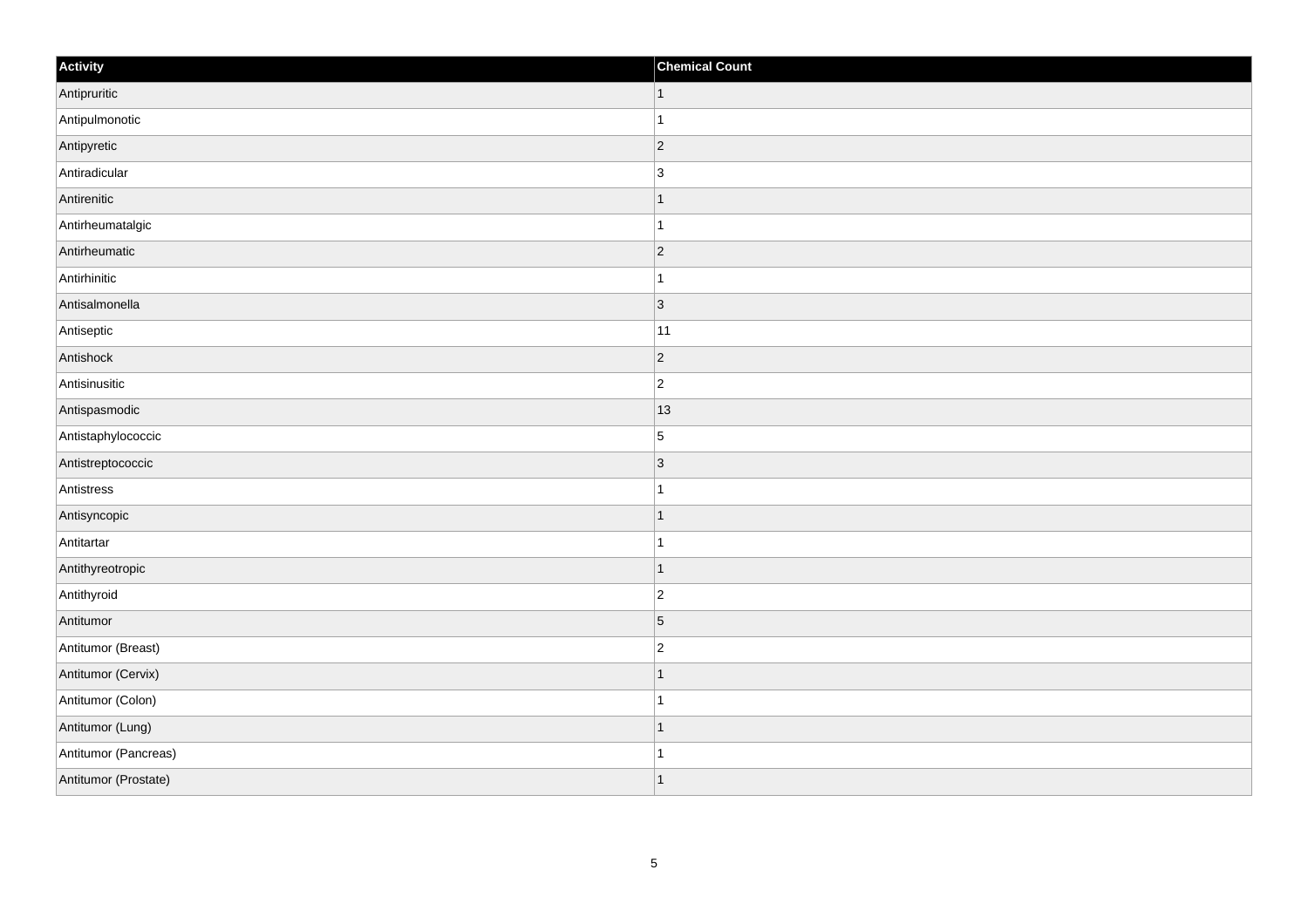| Activity | Chemical Count |
| --- | --- |
| Antipruritic | 1 |
| Antipulmonotic | 1 |
| Antipyretic | 2 |
| Antiradicular | 3 |
| Antirenitic | 1 |
| Antirheumatalgic | 1 |
| Antirheumatic | 2 |
| Antirhinitic | 1 |
| Antisalmonella | 3 |
| Antiseptic | 11 |
| Antishock | 2 |
| Antisinusitic | 2 |
| Antispasmodic | 13 |
| Antistaphylococcic | 5 |
| Antistreptococcic | 3 |
| Antistress | 1 |
| Antisyncopic | 1 |
| Antitartar | 1 |
| Antithyreotropic | 1 |
| Antithyroid | 2 |
| Antitumor | 5 |
| Antitumor (Breast) | 2 |
| Antitumor (Cervix) | 1 |
| Antitumor (Colon) | 1 |
| Antitumor (Lung) | 1 |
| Antitumor (Pancreas) | 1 |
| Antitumor (Prostate) | 1 |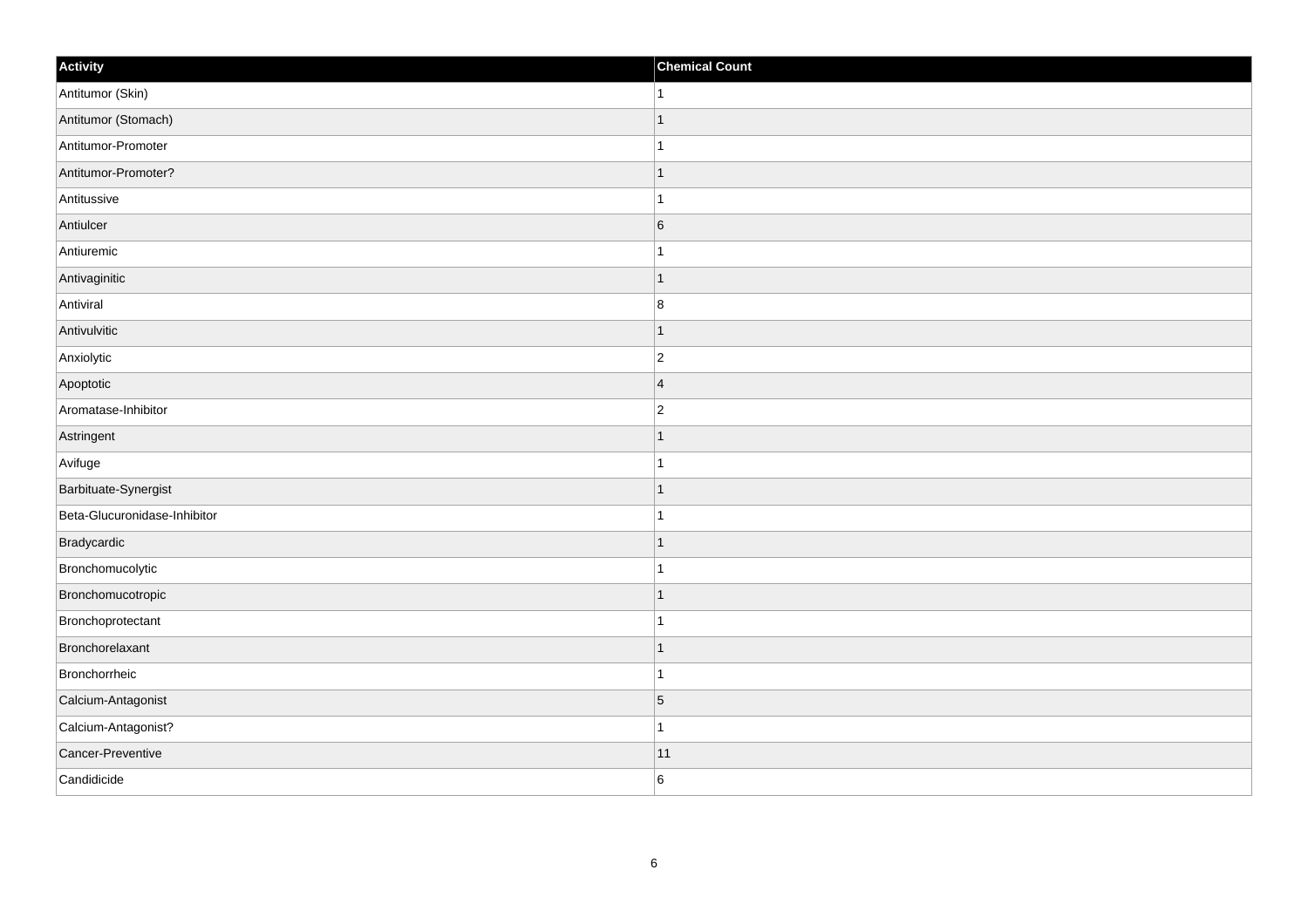| Activity | Chemical Count |
| --- | --- |
| Antitumor (Skin) | 1 |
| Antitumor (Stomach) | 1 |
| Antitumor-Promoter | 1 |
| Antitumor-Promoter? | 1 |
| Antitussive | 1 |
| Antiulcer | 6 |
| Antiuremic | 1 |
| Antivaginitic | 1 |
| Antiviral | 8 |
| Antivulvitic | 1 |
| Anxiolytic | 2 |
| Apoptotic | 4 |
| Aromatase-Inhibitor | 2 |
| Astringent | 1 |
| Avifuge | 1 |
| Barbituate-Synergist | 1 |
| Beta-Glucuronidase-Inhibitor | 1 |
| Bradycardic | 1 |
| Bronchomucolytic | 1 |
| Bronchomucotropic | 1 |
| Bronchoprotectant | 1 |
| Bronchorelaxant | 1 |
| Bronchorrheic | 1 |
| Calcium-Antagonist | 5 |
| Calcium-Antagonist? | 1 |
| Cancer-Preventive | 11 |
| Candidicide | 6 |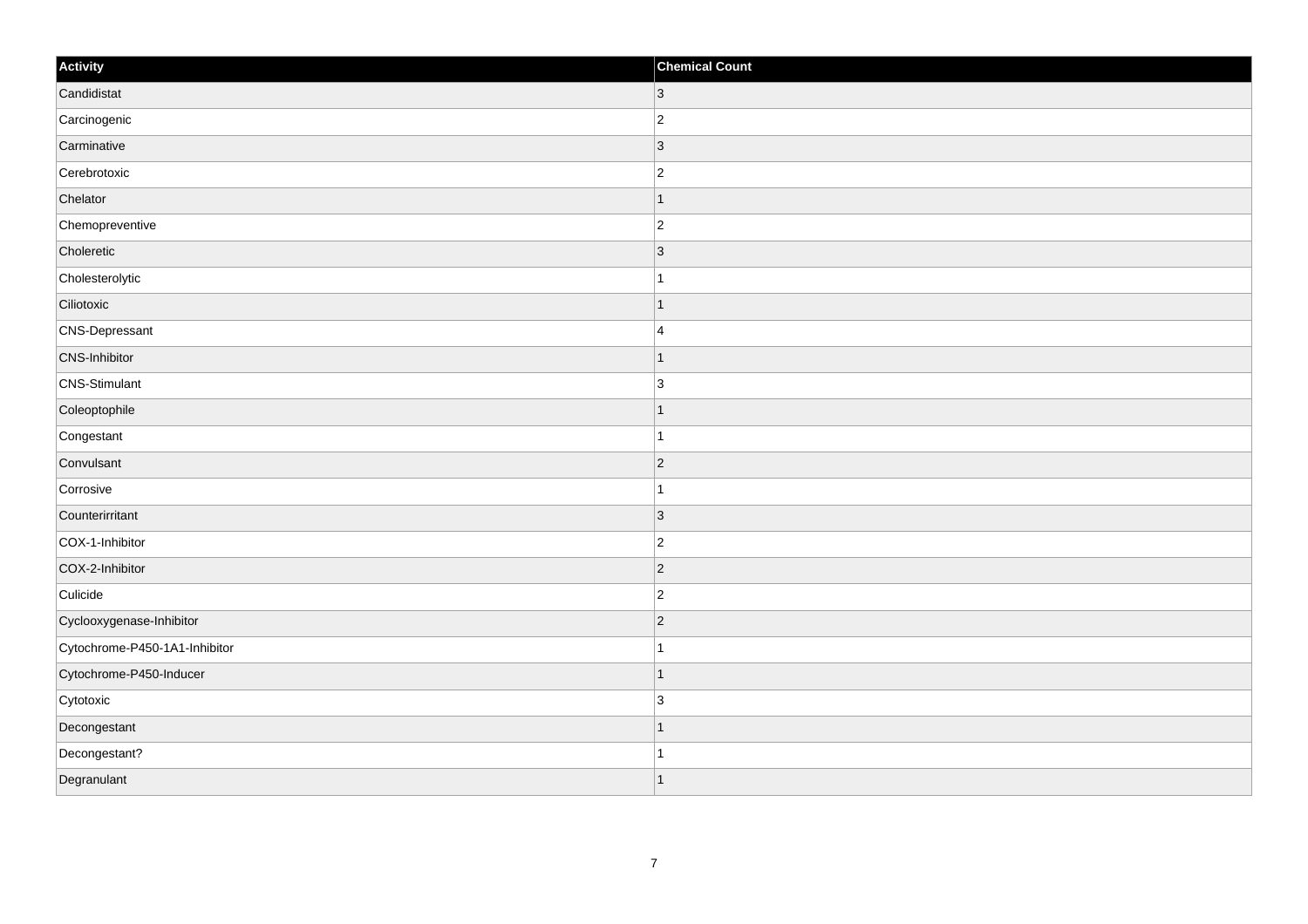| Activity | Chemical Count |
| --- | --- |
| Candidistat | 3 |
| Carcinogenic | 2 |
| Carminative | 3 |
| Cerebrotoxic | 2 |
| Chelator | 1 |
| Chemopreventive | 2 |
| Choleretic | 3 |
| Cholesterolytic | 1 |
| Ciliotoxic | 1 |
| CNS-Depressant | 4 |
| CNS-Inhibitor | 1 |
| CNS-Stimulant | 3 |
| Coleoptophile | 1 |
| Congestant | 1 |
| Convulsant | 2 |
| Corrosive | 1 |
| Counterirritant | 3 |
| COX-1-Inhibitor | 2 |
| COX-2-Inhibitor | 2 |
| Culicide | 2 |
| Cyclooxygenase-Inhibitor | 2 |
| Cytochrome-P450-1A1-Inhibitor | 1 |
| Cytochrome-P450-Inducer | 1 |
| Cytotoxic | 3 |
| Decongestant | 1 |
| Decongestant? | 1 |
| Degranulant | 1 |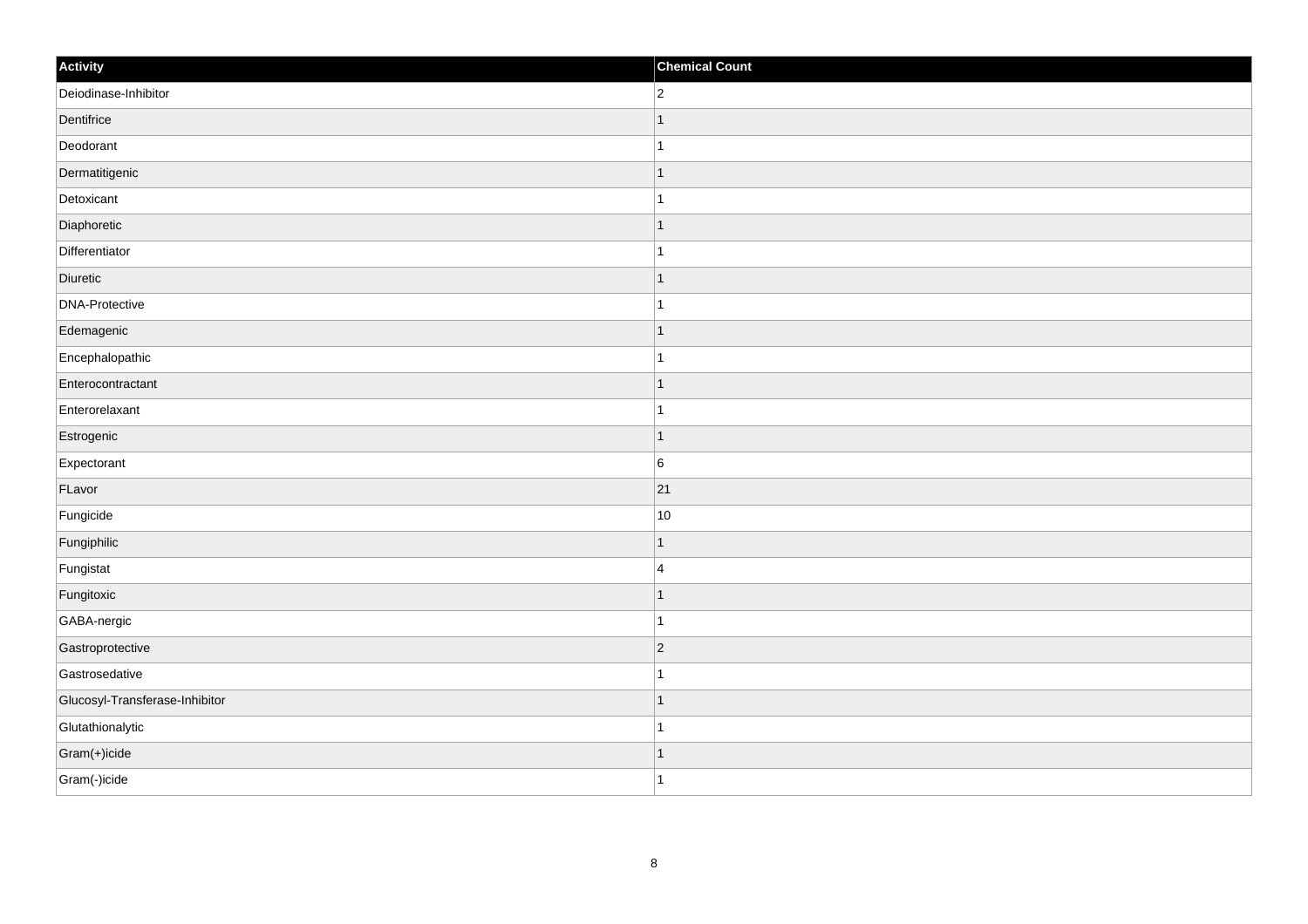| Activity | Chemical Count |
| --- | --- |
| Deiodinase-Inhibitor | 2 |
| Dentifrice | 1 |
| Deodorant | 1 |
| Dermatitigenic | 1 |
| Detoxicant | 1 |
| Diaphoretic | 1 |
| Differentiator | 1 |
| Diuretic | 1 |
| DNA-Protective | 1 |
| Edemagenic | 1 |
| Encephalopathic | 1 |
| Enterocontractant | 1 |
| Enterorelaxant | 1 |
| Estrogenic | 1 |
| Expectorant | 6 |
| FLavor | 21 |
| Fungicide | 10 |
| Fungiphilic | 1 |
| Fungistat | 4 |
| Fungitoxic | 1 |
| GABA-nergic | 1 |
| Gastroprotective | 2 |
| Gastrosedative | 1 |
| Glucosyl-Transferase-Inhibitor | 1 |
| Glutathionalytic | 1 |
| Gram(+)icide | 1 |
| Gram(-)icide | 1 |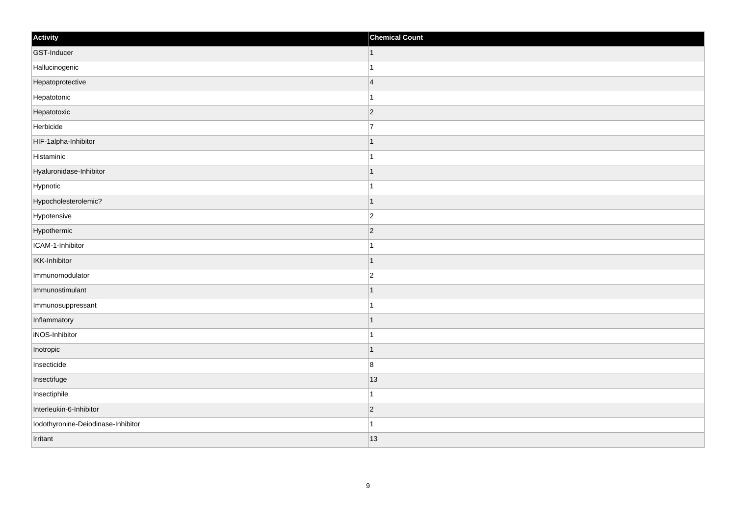| Activity | Chemical Count |
| --- | --- |
| GST-Inducer | 1 |
| Hallucinogenic | 1 |
| Hepatoprotective | 4 |
| Hepatotonic | 1 |
| Hepatotoxic | 2 |
| Herbicide | 7 |
| HIF-1alpha-Inhibitor | 1 |
| Histaminic | 1 |
| Hyaluronidase-Inhibitor | 1 |
| Hypnotic | 1 |
| Hypocholesterolemic? | 1 |
| Hypotensive | 2 |
| Hypothermic | 2 |
| ICAM-1-Inhibitor | 1 |
| IKK-Inhibitor | 1 |
| Immunomodulator | 2 |
| Immunostimulant | 1 |
| Immunosuppressant | 1 |
| Inflammatory | 1 |
| iNOS-Inhibitor | 1 |
| Inotropic | 1 |
| Insecticide | 8 |
| Insectifuge | 13 |
| Insectiphile | 1 |
| Interleukin-6-Inhibitor | 2 |
| Iodothyronine-Deiodinase-Inhibitor | 1 |
| Irritant | 13 |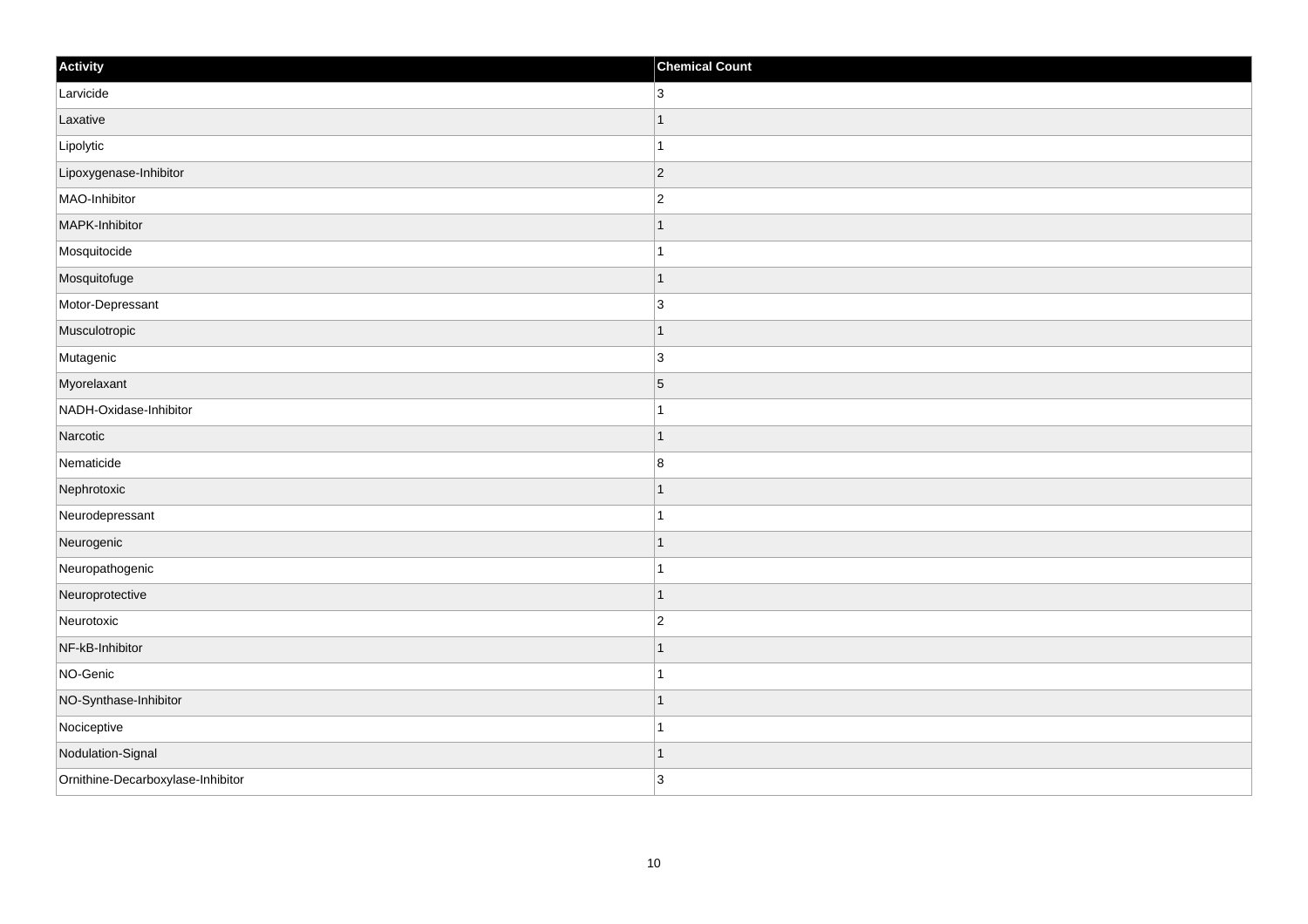| Activity | Chemical Count |
| --- | --- |
| Larvicide | 3 |
| Laxative | 1 |
| Lipolytic | 1 |
| Lipoxygenase-Inhibitor | 2 |
| MAO-Inhibitor | 2 |
| MAPK-Inhibitor | 1 |
| Mosquitocide | 1 |
| Mosquitofuge | 1 |
| Motor-Depressant | 3 |
| Musculotropic | 1 |
| Mutagenic | 3 |
| Myorelaxant | 5 |
| NADH-Oxidase-Inhibitor | 1 |
| Narcotic | 1 |
| Nematicide | 8 |
| Nephrotoxic | 1 |
| Neurodepressant | 1 |
| Neurogenic | 1 |
| Neuropathogenic | 1 |
| Neuroprotective | 1 |
| Neurotoxic | 2 |
| NF-kB-Inhibitor | 1 |
| NO-Genic | 1 |
| NO-Synthase-Inhibitor | 1 |
| Nociceptive | 1 |
| Nodulation-Signal | 1 |
| Ornithine-Decarboxylase-Inhibitor | 3 |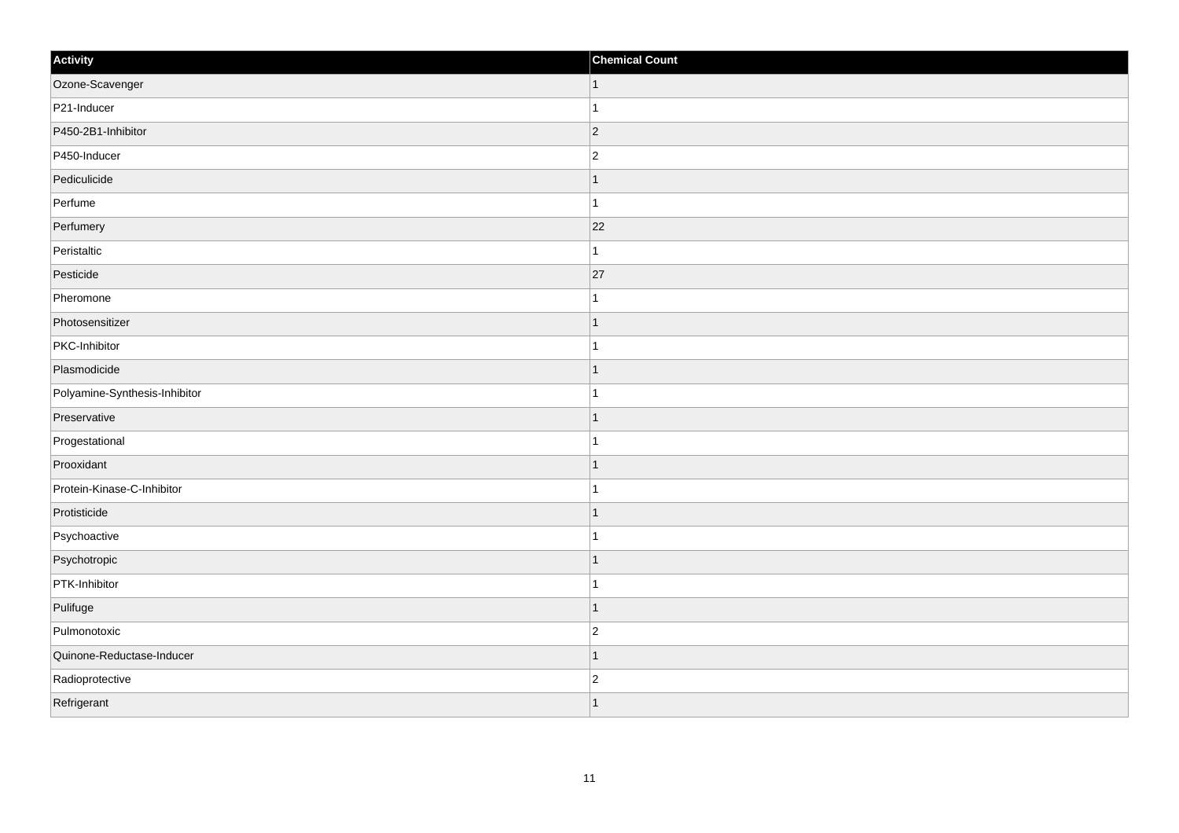| Activity | Chemical Count |
| --- | --- |
| Ozone-Scavenger | 1 |
| P21-Inducer | 1 |
| P450-2B1-Inhibitor | 2 |
| P450-Inducer | 2 |
| Pediculicide | 1 |
| Perfume | 1 |
| Perfumery | 22 |
| Peristaltic | 1 |
| Pesticide | 27 |
| Pheromone | 1 |
| Photosensitizer | 1 |
| PKC-Inhibitor | 1 |
| Plasmodicide | 1 |
| Polyamine-Synthesis-Inhibitor | 1 |
| Preservative | 1 |
| Progestational | 1 |
| Prooxidant | 1 |
| Protein-Kinase-C-Inhibitor | 1 |
| Protisticide | 1 |
| Psychoactive | 1 |
| Psychotropic | 1 |
| PTK-Inhibitor | 1 |
| Pulifuge | 1 |
| Pulmonotoxic | 2 |
| Quinone-Reductase-Inducer | 1 |
| Radioprotective | 2 |
| Refrigerant | 1 |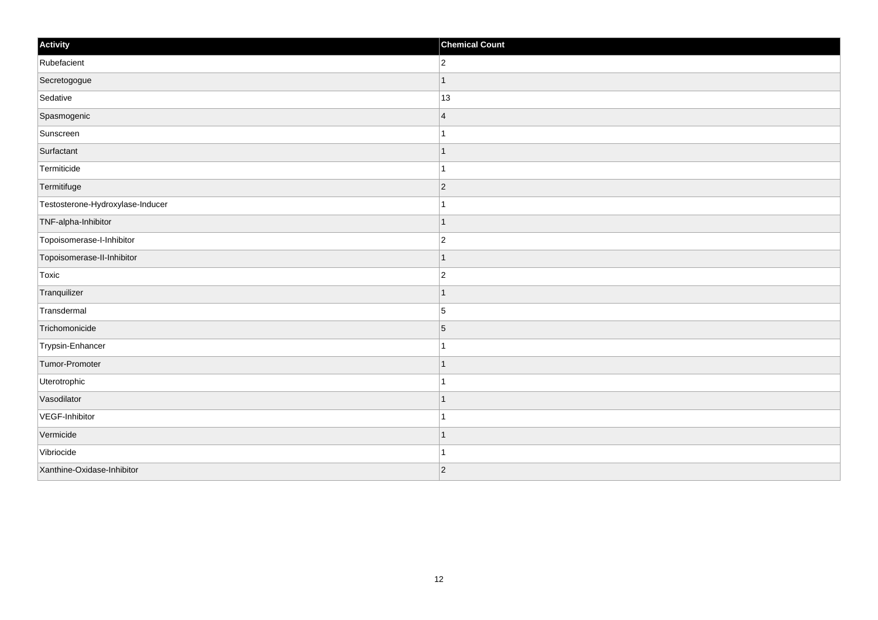| Activity | Chemical Count |
| --- | --- |
| Rubefacient | 2 |
| Secretogogue | 1 |
| Sedative | 13 |
| Spasmogenic | 4 |
| Sunscreen | 1 |
| Surfactant | 1 |
| Termiticide | 1 |
| Termitifuge | 2 |
| Testosterone-Hydroxylase-Inducer | 1 |
| TNF-alpha-Inhibitor | 1 |
| Topoisomerase-I-Inhibitor | 2 |
| Topoisomerase-II-Inhibitor | 1 |
| Toxic | 2 |
| Tranquilizer | 1 |
| Transdermal | 5 |
| Trichomonicide | 5 |
| Trypsin-Enhancer | 1 |
| Tumor-Promoter | 1 |
| Uterotrophic | 1 |
| Vasodilator | 1 |
| VEGF-Inhibitor | 1 |
| Vermicide | 1 |
| Vibriocide | 1 |
| Xanthine-Oxidase-Inhibitor | 2 |